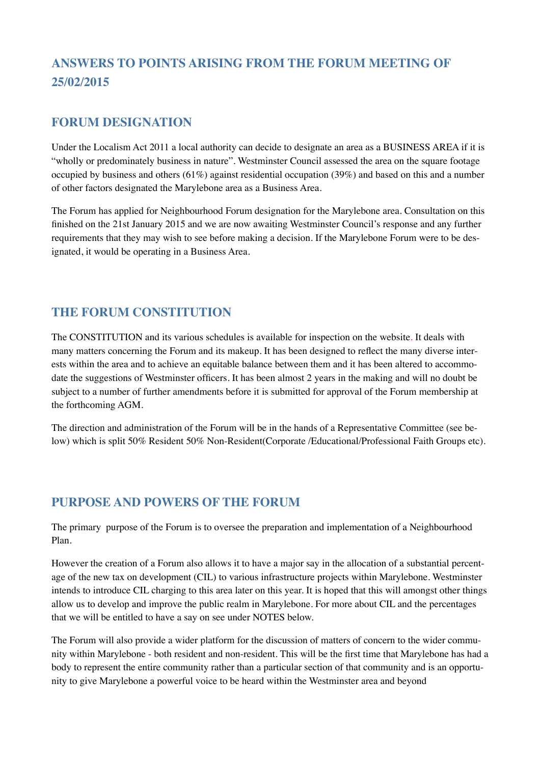# ANSWERS TO POINTS ARISING FROM THE FORUM MEETING OF 25/02/2015

## FORUM DESIGNATION

Under the Localism Act 2011 a local authority can decide to designate an area as a BUSINESS AREA if it is "wholly or predominately business in nature". Westminster Council assessed the area on the square footage occupied by business and others (61%) against residential occupation (39%) and based on this and a number of other factors designated the Marylebone area as a Business Area.

The Forum has applied for Neighbourhood Forum designation for the Marylebone area. Consultation on this finished on the 21st January 2015 and we are now awaiting Westminster Council's response and any further requirements that they may wish to see before making a decision. If the Marylebone Forum were to be designated, it would be operating in a Business Area.

## THE FORUM CONSTITUTION

The CONSTITUTION and its various schedules is available for inspection on the website. It deals with many matters concerning the Forum and its makeup. It has been designed to reflect the many diverse interests within the area and to achieve an equitable balance between them and it has been altered to accommodate the suggestions of Westminster officers. It has been almost 2 years in the making and will no doubt be subject to a number of further amendments before it is submitted for approval of the Forum membership at the forthcoming AGM.

The direction and administration of the Forum will be in the hands of a Representative Committee (see below) which is split 50% Resident 50% Non-Resident(Corporate /Educational/Professional Faith Groups etc).

## PURPOSE AND POWERS OF THE FORUM

The primary purpose of the Forum is to oversee the preparation and implementation of a Neighbourhood Plan.

However the creation of a Forum also allows it to have a major say in the allocation of a substantial percentage of the new tax on development (CIL) to various infrastructure projects within Marylebone. Westminster intends to introduce CIL charging to this area later on this year. It is hoped that this will amongst other things allow us to develop and improve the public realm in Marylebone. For more about CIL and the percentages that we will be entitled to have a say on see under NOTES below.

The Forum will also provide a wider platform for the discussion of matters of concern to the wider community within Marylebone - both resident and non-resident. This will be the first time that Marylebone has had a body to represent the entire community rather than a particular section of that community and is an opportunity to give Marylebone a powerful voice to be heard within the Westminster area and beyond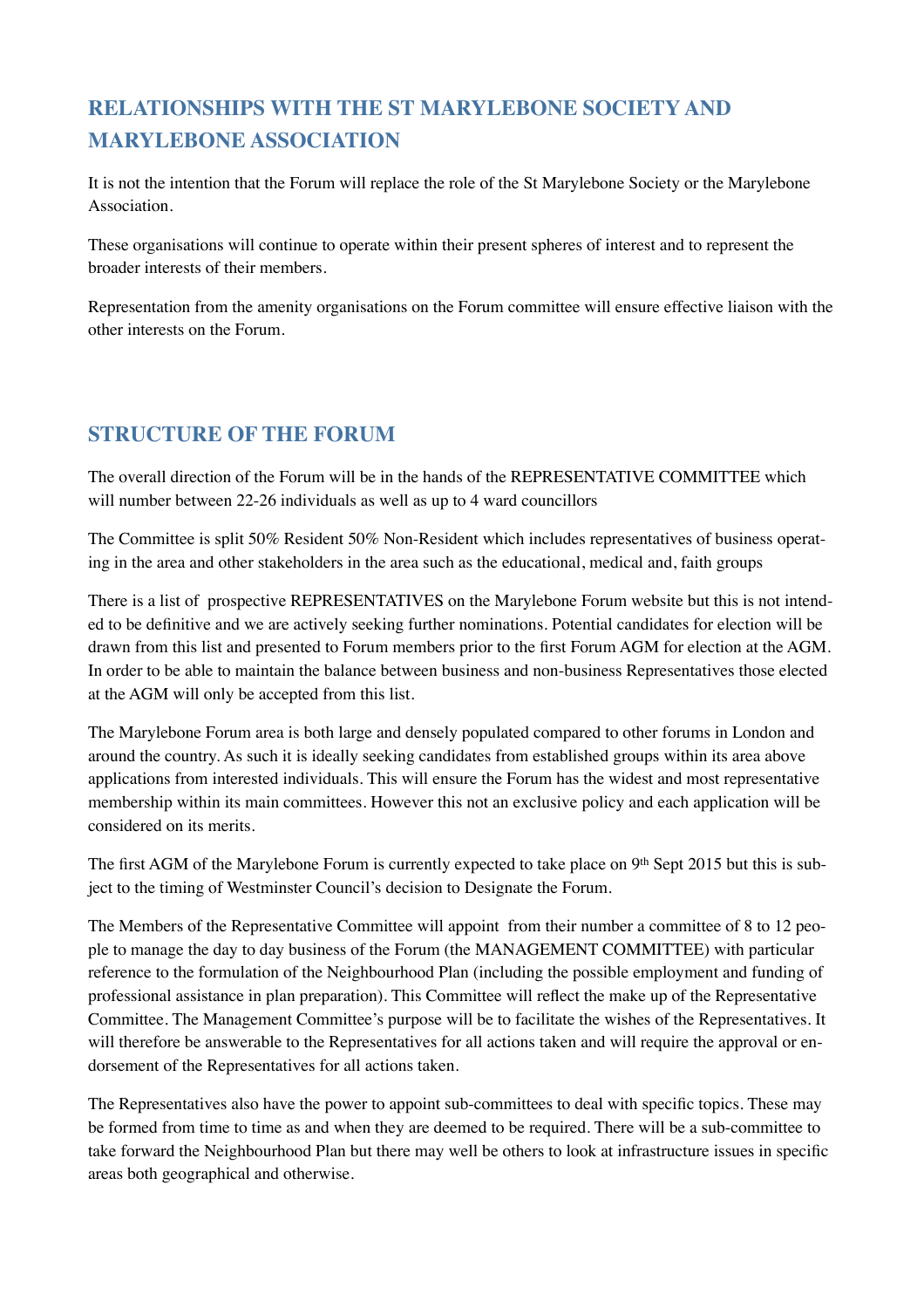## RELATIONSHIPS WITH THE ST MARYLEBONE SOCIETY AND MARYLEBONE ASSOCIATION

It is not the intention that the Forum will replace the role of the St Marylebone Society or the Marylebone Association.

These organisations will continue to operate within their present spheres of interest and to represent the broader interests of their members.

Representation from the amenity organisations on the Forum committee will ensure effective liaison with the other interests on the Forum.

## STRUCTURE OF THE FORUM

The overall direction of the Forum will be in the hands of the REPRESENTATIVE COMMITTEE which will number between 22-26 individuals as well as up to 4 ward councillors

The Committee is split 50% Resident 50% Non-Resident which includes representatives of business operating in the area and other stakeholders in the area such as the educational, medical and, faith groups

There is a list of prospective REPRESENTATIVES on the Marylebone Forum website but this is not intended to be definitive and we are actively seeking further nominations. Potential candidates for election will be drawn from this list and presented to Forum members prior to the first Forum AGM for election at the AGM. In order to be able to maintain the balance between business and non-business Representatives those elected at the AGM will only be accepted from this list.

The Marylebone Forum area is both large and densely populated compared to other forums in London and around the country. As such it is ideally seeking candidates from established groups within its area above applications from interested individuals. This will ensure the Forum has the widest and most representative membership within its main committees. However this not an exclusive policy and each application will be considered on its merits.

The first AGM of the Marylebone Forum is currently expected to take place on 9th Sept 2015 but this is subject to the timing of Westminster Council's decision to Designate the Forum.

The Members of the Representative Committee will appoint from their number a committee of 8 to 12 people to manage the day to day business of the Forum (the MANAGEMENT COMMITTEE) with particular reference to the formulation of the Neighbourhood Plan (including the possible employment and funding of professional assistance in plan preparation). This Committee will reflect the make up of the Representative Committee. The Management Committee's purpose will be to facilitate the wishes of the Representatives. It will therefore be answerable to the Representatives for all actions taken and will require the approval or endorsement of the Representatives for all actions taken.

The Representatives also have the power to appoint sub-committees to deal with specific topics. These may be formed from time to time as and when they are deemed to be required. There will be a sub-committee to take forward the Neighbourhood Plan but there may well be others to look at infrastructure issues in specific areas both geographical and otherwise.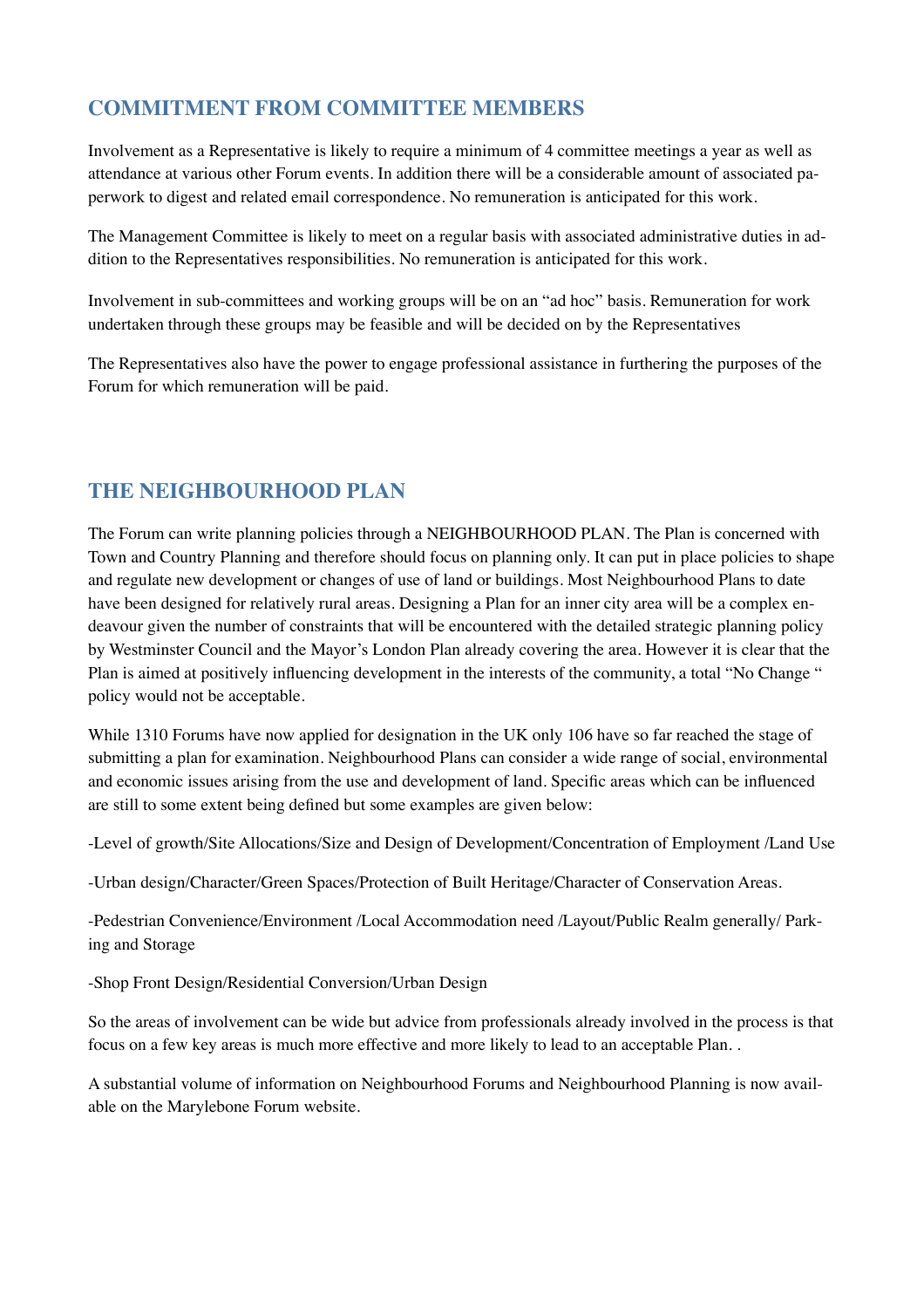## COMMITMENT FROM COMMITTEE MEMBERS

Involvement as a Representative is likely to require a minimum of 4 committee meetings a year as well as attendance at various other Forum events. In addition there will be a considerable amount of associated paperwork to digest and related email correspondence. No remuneration is anticipated for this work.

The Management Committee is likely to meet on a regular basis with associated administrative duties in addition to the Representatives responsibilities. No remuneration is anticipated for this work.

Involvement in sub-committees and working groups will be on an "ad hoc" basis. Remuneration for work undertaken through these groups may be feasible and will be decided on by the Representatives

The Representatives also have the power to engage professional assistance in furthering the purposes of the Forum for which remuneration will be paid.

## THE NEIGHBOURHOOD PLAN

The Forum can write planning policies through a NEIGHBOURHOOD PLAN. The Plan is concerned with Town and Country Planning and therefore should focus on planning only. It can put in place policies to shape and regulate new development or changes of use of land or buildings. Most Neighbourhood Plans to date have been designed for relatively rural areas. Designing a Plan for an inner city area will be a complex endeavour given the number of constraints that will be encountered with the detailed strategic planning policy by Westminster Council and the Mayor's London Plan already covering the area. However it is clear that the Plan is aimed at positively influencing development in the interests of the community, a total "No Change " policy would not be acceptable.

While 1310 Forums have now applied for designation in the UK only 106 have so far reached the stage of submitting a plan for examination. Neighbourhood Plans can consider a wide range of social, environmental and economic issues arising from the use and development of land. Specific areas which can be influenced are still to some extent being defined but some examples are given below:

-Level of growth/Site Allocations/Size and Design of Development/Concentration of Employment /Land Use

-Urban design/Character/Green Spaces/Protection of Built Heritage/Character of Conservation Areas.

-Pedestrian Convenience/Environment /Local Accommodation need /Layout/Public Realm generally/ Parking and Storage

-Shop Front Design/Residential Conversion/Urban Design

So the areas of involvement can be wide but advice from professionals already involved in the process is that focus on a few key areas is much more effective and more likely to lead to an acceptable Plan. .

A substantial volume of information on Neighbourhood Forums and Neighbourhood Planning is now available on the Marylebone Forum website.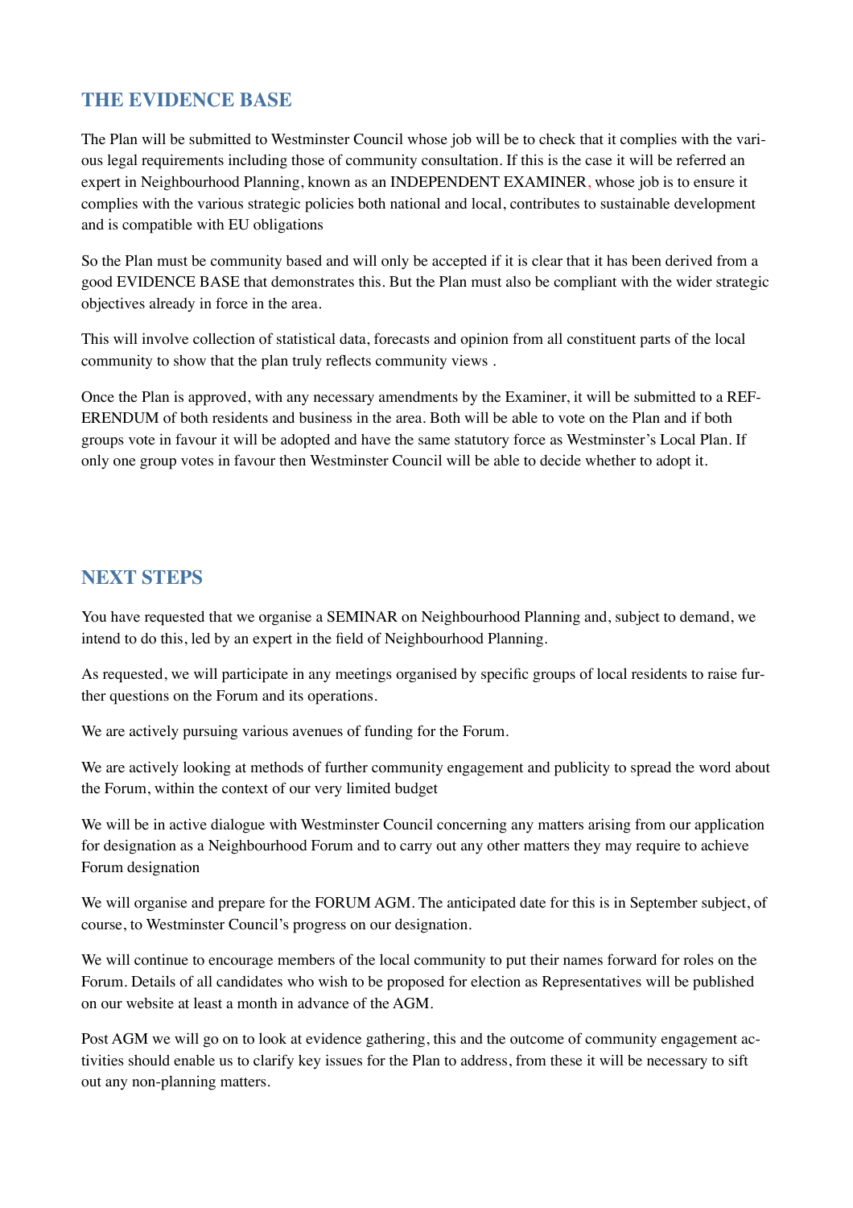## THE EVIDENCE BASE

The Plan will be submitted to Westminster Council whose job will be to check that it complies with the various legal requirements including those of community consultation. If this is the case it will be referred an expert in Neighbourhood Planning, known as an INDEPENDENT EXAMINER, whose job is to ensure it complies with the various strategic policies both national and local, contributes to sustainable development and is compatible with EU obligations

So the Plan must be community based and will only be accepted if it is clear that it has been derived from a good EVIDENCE BASE that demonstrates this. But the Plan must also be compliant with the wider strategic objectives already in force in the area.

This will involve collection of statistical data, forecasts and opinion from all constituent parts of the local community to show that the plan truly reflects community views .

Once the Plan is approved, with any necessary amendments by the Examiner, it will be submitted to a REFERENDUM of both residents and business in the area. Both will be able to vote on the Plan and if both groups vote in favour it will be adopted and have the same statutory force as Westminster's Local Plan. If only one group votes in favour then Westminster Council will be able to decide whether to adopt it.

## NEXT STEPS

You have requested that we organise a SEMINAR on Neighbourhood Planning and, subject to demand, we intend to do this, led by an expert in the field of Neighbourhood Planning.

As requested, we will participate in any meetings organised by specific groups of local residents to raise further questions on the Forum and its operations.

We are actively pursuing various avenues of funding for the Forum.

We are actively looking at methods of further community engagement and publicity to spread the word about the Forum, within the context of our very limited budget

We will be in active dialogue with Westminster Council concerning any matters arising from our application for designation as a Neighbourhood Forum and to carry out any other matters they may require to achieve Forum designation

We will organise and prepare for the FORUM AGM. The anticipated date for this is in September subject, of course, to Westminster Council's progress on our designation.

We will continue to encourage members of the local community to put their names forward for roles on the Forum. Details of all candidates who wish to be proposed for election as Representatives will be published on our website at least a month in advance of the AGM.

Post AGM we will go on to look at evidence gathering, this and the outcome of community engagement activities should enable us to clarify key issues for the Plan to address, from these it will be necessary to sift out any non-planning matters.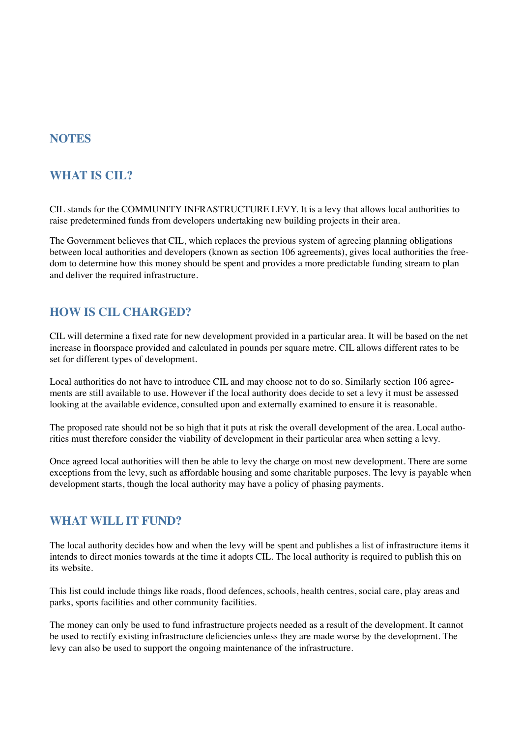## NOTES

## WHAT IS CIL?

CIL stands for the COMMUNITY INFRASTRUCTURE LEVY. It is a levy that allows local authorities to raise predetermined funds from developers undertaking new building projects in their area.

The Government believes that CIL, which replaces the previous system of agreeing planning obligations between local authorities and developers (known as section 106 agreements), gives local authorities the freedom to determine how this money should be spent and provides a more predictable funding stream to plan and deliver the required infrastructure.

## HOW IS CIL CHARGED?

CIL will determine a fixed rate for new development provided in a particular area. It will be based on the net increase in floorspace provided and calculated in pounds per square metre. CIL allows different rates to be set for different types of development.

Local authorities do not have to introduce CIL and may choose not to do so. Similarly section 106 agreements are still available to use. However if the local authority does decide to set a levy it must be assessed looking at the available evidence, consulted upon and externally examined to ensure it is reasonable.

The proposed rate should not be so high that it puts at risk the overall development of the area. Local authorities must therefore consider the viability of development in their particular area when setting a levy.

Once agreed local authorities will then be able to levy the charge on most new development. There are some exceptions from the levy, such as affordable housing and some charitable purposes. The levy is payable when development starts, though the local authority may have a policy of phasing payments.

## WHAT WILL IT FUND?

The local authority decides how and when the levy will be spent and publishes a list of infrastructure items it intends to direct monies towards at the time it adopts CIL. The local authority is required to publish this on its website.

This list could include things like roads, flood defences, schools, health centres, social care, play areas and parks, sports facilities and other community facilities.

The money can only be used to fund infrastructure projects needed as a result of the development. It cannot be used to rectify existing infrastructure deficiencies unless they are made worse by the development. The levy can also be used to support the ongoing maintenance of the infrastructure.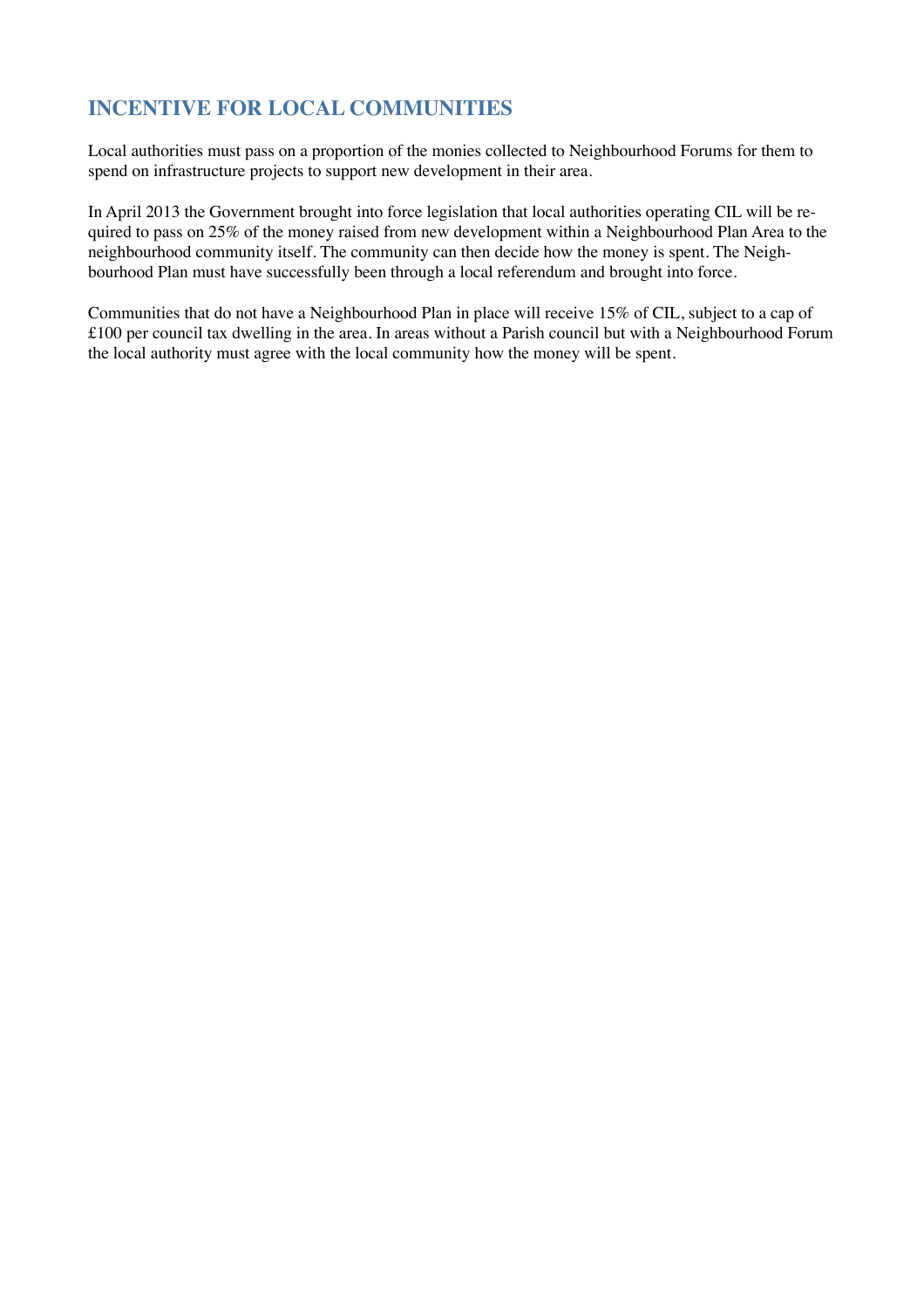## INCENTIVE FOR LOCAL COMMUNITIES

Local authorities must pass on a proportion of the monies collected to Neighbourhood Forums for them to spend on infrastructure projects to support new development in their area.

In April 2013 the Government brought into force legislation that local authorities operating CIL will be required to pass on 25% of the money raised from new development within a Neighbourhood Plan Area to the neighbourhood community itself. The community can then decide how the money is spent. The Neighbourhood Plan must have successfully been through a local referendum and brought into force.

Communities that do not have a Neighbourhood Plan in place will receive 15% of CIL, subject to a cap of £100 per council tax dwelling in the area. In areas without a Parish council but with a Neighbourhood Forum the local authority must agree with the local community how the money will be spent.